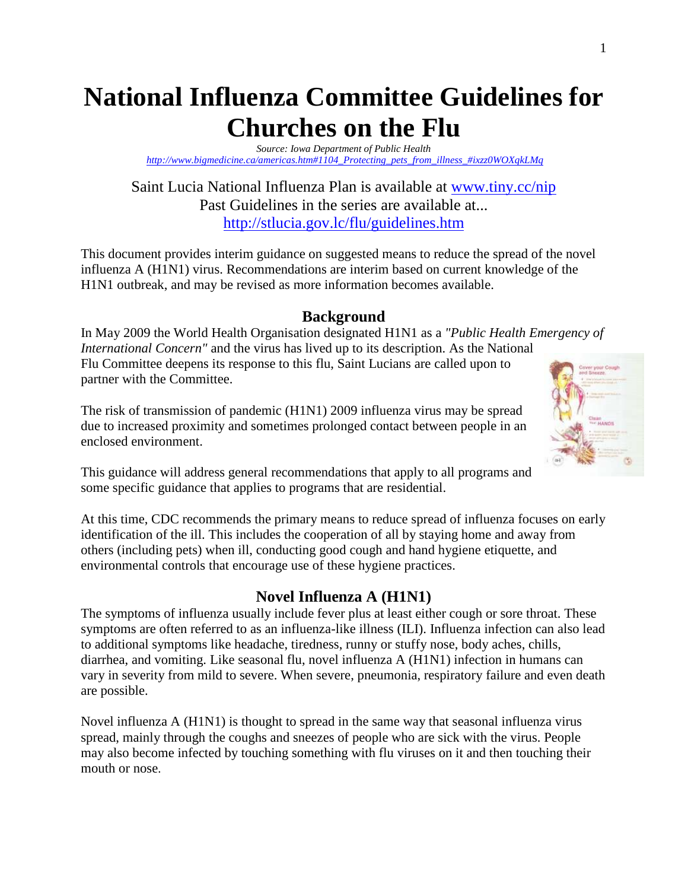# National Influenza Committee Guidelines for Churches on the Flu

*Source: Iowa Department of Public Health*
*http://www.bigmedicine.ca/americas.htm#1104_Protecting_pets_from_illness_#ixzz0WOXqkLMq*

Saint Lucia National Influenza Plan is available at www.tiny.cc/nip
Past Guidelines in the series are available at...
http://stlucia.gov.lc/flu/guidelines.htm

This document provides interim guidance on suggested means to reduce the spread of the novel influenza A (H1N1) virus. Recommendations are interim based on current knowledge of the H1N1 outbreak, and may be revised as more information becomes available.

## Background

In May 2009 the World Health Organisation designated H1N1 as a *"Public Health Emergency of International Concern"* and the virus has lived up to its description. As the National Flu Committee deepens its response to this flu, Saint Lucians are called upon to partner with the Committee.

The risk of transmission of pandemic (H1N1) 2009 influenza virus may be spread due to increased proximity and sometimes prolonged contact between people in an enclosed environment.

This guidance will address general recommendations that apply to all programs and some specific guidance that applies to programs that are residential.

At this time, CDC recommends the primary means to reduce spread of influenza focuses on early identification of the ill. This includes the cooperation of all by staying home and away from others (including pets) when ill, conducting good cough and hand hygiene etiquette, and environmental controls that encourage use of these hygiene practices.

## Novel Influenza A (H1N1)

The symptoms of influenza usually include fever plus at least either cough or sore throat. These symptoms are often referred to as an influenza-like illness (ILI). Influenza infection can also lead to additional symptoms like headache, tiredness, runny or stuffy nose, body aches, chills, diarrhea, and vomiting. Like seasonal flu, novel influenza A (H1N1) infection in humans can vary in severity from mild to severe. When severe, pneumonia, respiratory failure and even death are possible.

Novel influenza A (H1N1) is thought to spread in the same way that seasonal influenza virus spread, mainly through the coughs and sneezes of people who are sick with the virus. People may also become infected by touching something with flu viruses on it and then touching their mouth or nose.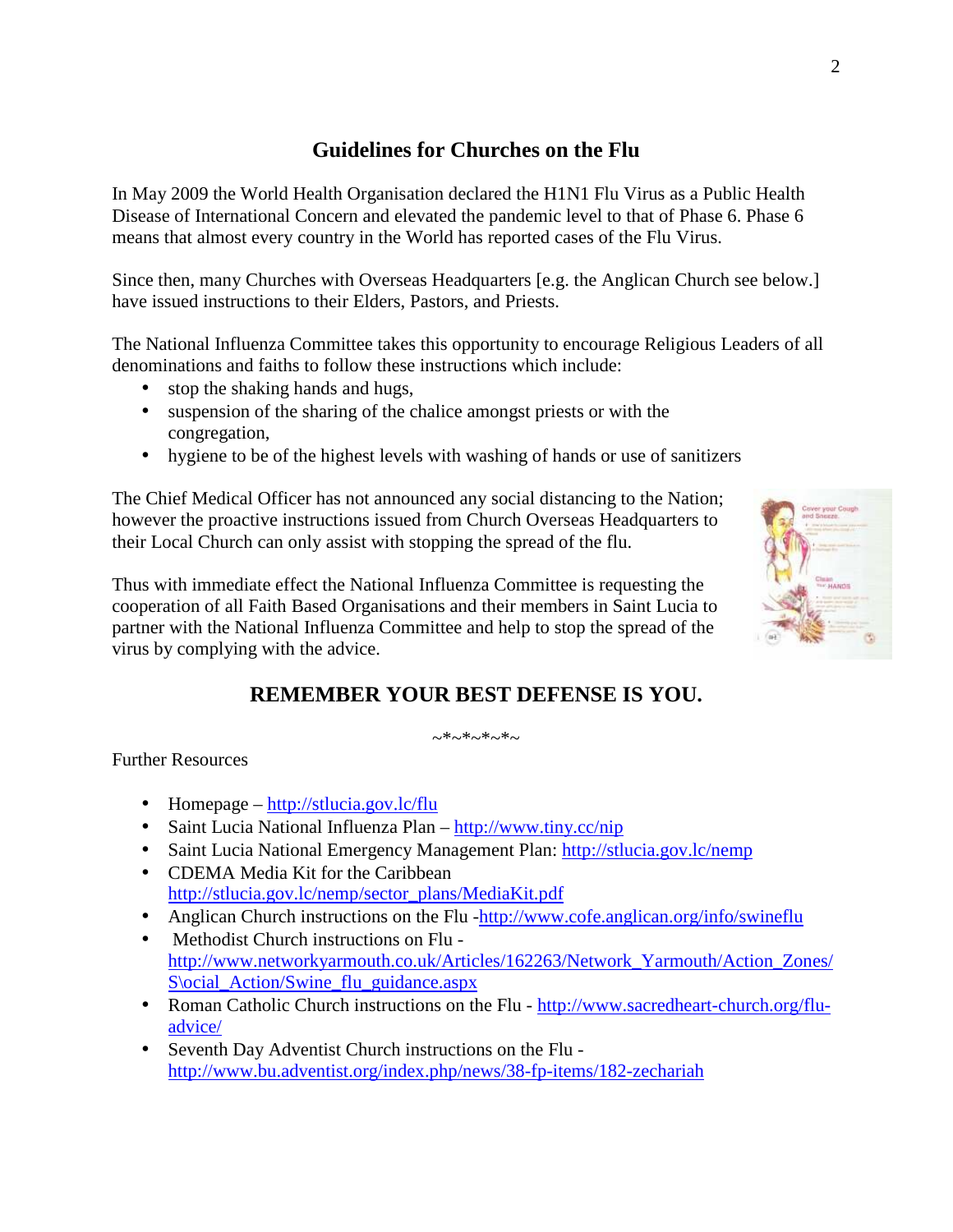## Guidelines for Churches on the Flu

In May 2009 the World Health Organisation declared the H1N1 Flu Virus as a Public Health Disease of International Concern and elevated the pandemic level to that of Phase 6. Phase 6 means that almost every country in the World has reported cases of the Flu Virus.

Since then, many Churches with Overseas Headquarters [e.g. the Anglican Church see below.] have issued instructions to their Elders, Pastors, and Priests.

The National Influenza Committee takes this opportunity to encourage Religious Leaders of all denominations and faiths to follow these instructions which include:

- stop the shaking hands and hugs,
- suspension of the sharing of the chalice amongst priests or with the congregation,
- hygiene to be of the highest levels with washing of hands or use of sanitizers

The Chief Medical Officer has not announced any social distancing to the Nation; however the proactive instructions issued from Church Overseas Headquarters to their Local Church can only assist with stopping the spread of the flu.

Thus with immediate effect the National Influenza Committee is requesting the cooperation of all Faith Based Organisations and their members in Saint Lucia to partner with the National Influenza Committee and help to stop the spread of the virus by complying with the advice.

## REMEMBER YOUR BEST DEFENSE IS YOU.

~*~*~*~*~

Further Resources

- Homepage – http://stlucia.gov.lc/flu
- Saint Lucia National Influenza Plan – http://www.tiny.cc/nip
- Saint Lucia National Emergency Management Plan: http://stlucia.gov.lc/nemp
- CDEMA Media Kit for the Caribbean http://stlucia.gov.lc/nemp/sector_plans/MediaKit.pdf
- Anglican Church instructions on the Flu -http://www.cofe.anglican.org/info/swineflu
- Methodist Church instructions on Flu - http://www.networkyarmouth.co.uk/Articles/162263/Network_Yarmouth/Action_Zones/S\ocial_Action/Swine_flu_guidance.aspx
- Roman Catholic Church instructions on the Flu - http://www.sacredheart-church.org/flu-advice/
- Seventh Day Adventist Church instructions on the Flu - http://www.bu.adventist.org/index.php/news/38-fp-items/182-zechariah